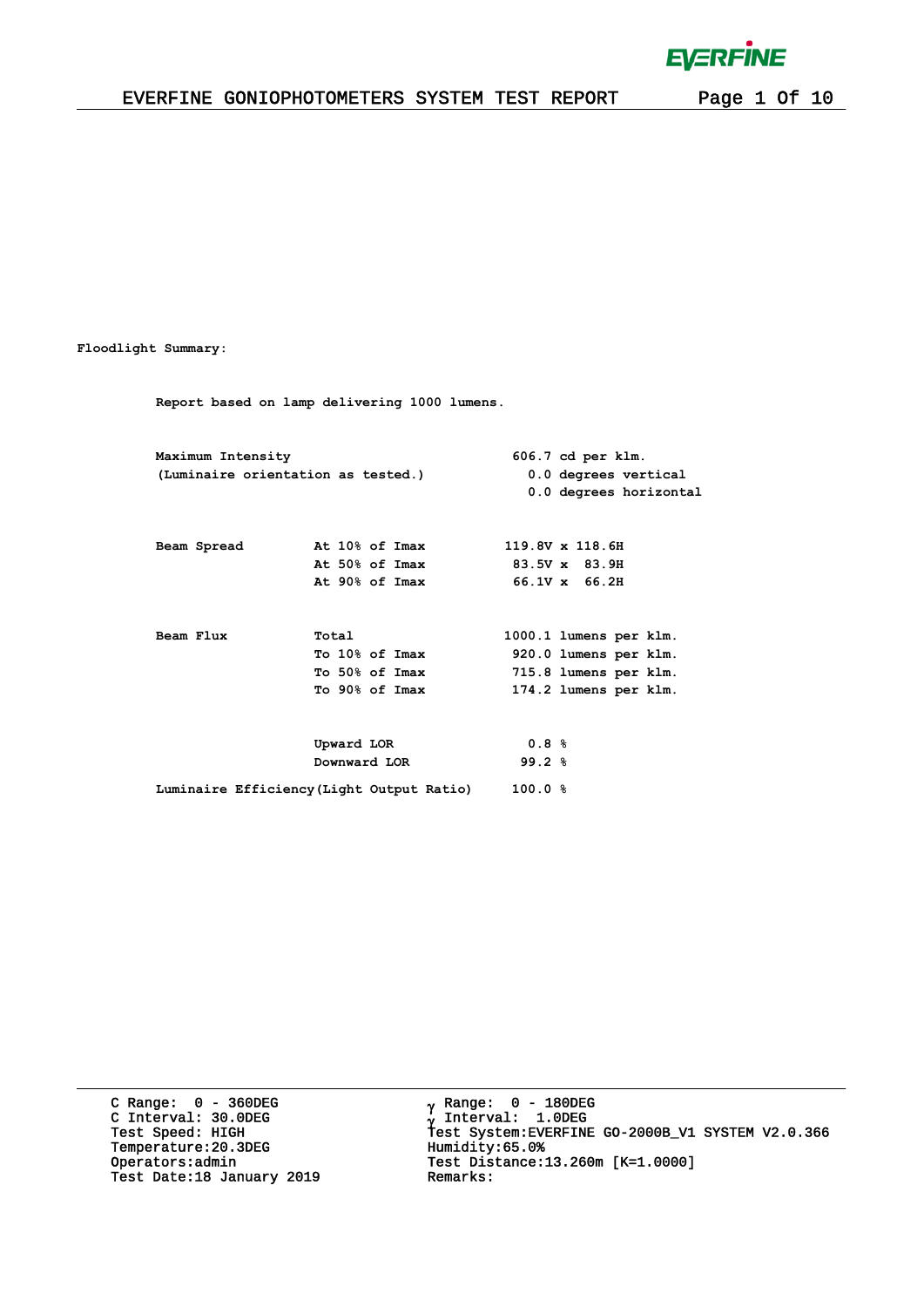**Floodlight Summary:**

**Report based on lamp delivering 1000 lumens.**

| | | |
|---|---|---|
| **Maximum Intensity** | | **606.7 cd per klm.** |
| **(Luminaire orientation as tested.)** | | **0.0 degrees vertical** |
| | | **0.0 degrees horizontal** |
| **Beam Spread** | **At 10% of Imax** | **119.8V x 118.6H** |
| | **At 50% of Imax** | **83.5V x 83.9H** |
| | **At 90% of Imax** | **66.1V x 66.2H** |
| **Beam Flux** | **Total** | **1000.1 lumens per klm.** |
| | **To 10% of Imax** | **920.0 lumens per klm.** |
| | **To 50% of Imax** | **715.8 lumens per klm.** |
| | **To 90% of Imax** | **174.2 lumens per klm.** |
| | **Upward LOR** | **0.8 %** |
| | **Downward LOR** | **99.2 %** |
| **Luminaire Efficiency(Light Output Ratio)** | | **100.0 %** |

C Range: 0 - 360DEG
C Interval: 30.0DEG
Test Speed: HIGH
Temperature:20.3DEG
Operators:admin
Test Date:18 January 2019

γ Range: 0 - 180DEG
γ Interval: 1.0DEG
Test System:EVERFINE GO-2000B_V1 SYSTEM V2.0.366
Humidity:65.0%
Test Distance:13.260m [K=1.0000]
Remarks: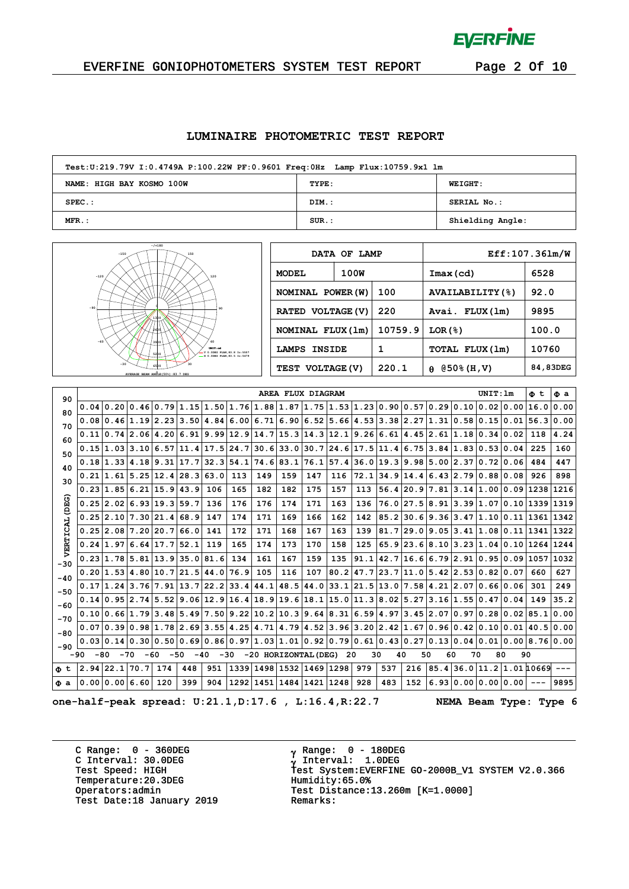EVERFINE GONIOPHOTOMETERS SYSTEM TEST REPORT

## LUMINAIRE PHOTOMETRIC TEST REPORT

| Test:U:219.79V I:0.4749A P:100.22W PF:0.9601 Freq:0Hz Lamp Flux:10759.9x1 lm | | |
|---|---|---|
| NAME: HIGH BAY KOSMO 100W | TYPE: | WEIGHT: |
| SPEC.: | DIM.: | SERIAL No.: |
| MFR.: | SUR.: | Shielding Angle: |

AVERAGE BEAM ANGLE(50%):83.7 DEG

| DATA OF LAMP | | Eff:107.36lm/W | |
|---|---|---|---|
| MODEL | 100W | Imax(cd) | 6528 |
| NOMINAL POWER(W) | 100 | AVAILABILITY(%) | 92.0 |
| RATED VOLTAGE(V) | 220 | Avai. FLUX(lm) | 9895 |
| NOMINAL FLUX(lm) | 10759.9 | LOR(%) | 100.0 |
| LAMPS INSIDE | 1 | TOTAL FLUX(lm) | 10760 |
| TEST VOLTAGE(V) | 220.1 | θ @50%(H,V) | 84,83DEG |

AREA FLUX DIAGRAM UNIT:lm

| VERTICAL(DEG) \ HORIZONTAL(DEG) | -90~-80 | -80~-70 | -70~-60 | -60~-50 | -50~-40 | -40~-30 | -30~-20 | -20~-10 | -10~0 | 0~10 | 10~20 | 20~30 | 30~40 | 40~50 | 50~60 | 60~70 | 70~80 | 80~90 | Φ t | Φ a |
|---|---|---|---|---|---|---|---|---|---|---|---|---|---|---|---|---|---|---|---|---|
| 90~80 | 0.04 | 0.20 | 0.46 | 0.79 | 1.15 | 1.50 | 1.76 | 1.88 | 1.87 | 1.75 | 1.53 | 1.23 | 0.90 | 0.57 | 0.29 | 0.10 | 0.02 | 0.00 | 16.0 | 0.00 |
| 80~70 | 0.08 | 0.46 | 1.19 | 2.23 | 3.50 | 4.84 | 6.00 | 6.71 | 6.90 | 6.52 | 5.66 | 4.53 | 3.38 | 2.27 | 1.31 | 0.58 | 0.15 | 0.01 | 56.3 | 0.00 |
| 70~60 | 0.11 | 0.74 | 2.06 | 4.20 | 6.91 | 9.99 | 12.9 | 14.7 | 15.3 | 14.3 | 12.1 | 9.26 | 6.61 | 4.45 | 2.61 | 1.18 | 0.34 | 0.02 | 118 | 4.24 |
| 60~50 | 0.15 | 1.03 | 3.10 | 6.57 | 11.4 | 17.5 | 24.7 | 30.6 | 33.0 | 30.7 | 24.6 | 17.5 | 11.4 | 6.75 | 3.84 | 1.83 | 0.53 | 0.04 | 225 | 160 |
| 50~40 | 0.18 | 1.33 | 4.18 | 9.31 | 17.7 | 32.3 | 54.1 | 74.6 | 83.1 | 76.1 | 57.4 | 36.0 | 19.3 | 9.98 | 5.00 | 2.37 | 0.72 | 0.06 | 484 | 447 |
| 40~30 | 0.21 | 1.61 | 5.25 | 12.4 | 28.3 | 63.0 | 113 | 149 | 159 | 147 | 116 | 72.1 | 34.9 | 14.4 | 6.43 | 2.79 | 0.88 | 0.08 | 926 | 898 |
| 30~20 | 0.23 | 1.85 | 6.21 | 15.9 | 43.9 | 106 | 165 | 182 | 182 | 175 | 157 | 113 | 56.4 | 20.9 | 7.81 | 3.14 | 1.00 | 0.09 | 1238 | 1216 |
| 20~10 | 0.25 | 2.02 | 6.93 | 19.3 | 59.7 | 136 | 176 | 176 | 174 | 171 | 163 | 136 | 76.0 | 27.5 | 8.91 | 3.39 | 1.07 | 0.10 | 1339 | 1319 |
| 10~0 | 0.25 | 2.10 | 7.30 | 21.4 | 68.9 | 147 | 174 | 171 | 169 | 166 | 162 | 142 | 85.2 | 30.6 | 9.36 | 3.47 | 1.10 | 0.11 | 1361 | 1342 |
| 0~-10 | 0.25 | 2.08 | 7.20 | 20.7 | 66.0 | 141 | 172 | 171 | 168 | 167 | 163 | 139 | 81.7 | 29.0 | 9.05 | 3.41 | 1.08 | 0.11 | 1341 | 1322 |
| -10~-20 | 0.24 | 1.97 | 6.64 | 17.7 | 52.1 | 119 | 165 | 174 | 173 | 170 | 158 | 125 | 65.9 | 23.6 | 8.10 | 3.23 | 1.04 | 0.10 | 1264 | 1244 |
| -20~-30 | 0.23 | 1.78 | 5.81 | 13.9 | 35.0 | 81.6 | 134 | 161 | 167 | 159 | 135 | 91.1 | 42.7 | 16.6 | 6.79 | 2.91 | 0.95 | 0.09 | 1057 | 1032 |
| -30~-40 | 0.20 | 1.53 | 4.80 | 10.7 | 21.5 | 44.0 | 76.9 | 105 | 116 | 107 | 80.2 | 47.7 | 23.7 | 11.0 | 5.42 | 2.53 | 0.82 | 0.07 | 660 | 627 |
| -40~-50 | 0.17 | 1.24 | 3.76 | 7.91 | 13.7 | 22.2 | 33.4 | 44.1 | 48.5 | 44.0 | 33.1 | 21.5 | 13.0 | 7.58 | 4.21 | 2.07 | 0.66 | 0.06 | 301 | 249 |
| -50~-60 | 0.14 | 0.95 | 2.74 | 5.52 | 9.06 | 12.9 | 16.4 | 18.9 | 19.6 | 18.1 | 15.0 | 11.3 | 8.02 | 5.27 | 3.16 | 1.55 | 0.47 | 0.04 | 149 | 35.2 |
| -60~-70 | 0.10 | 0.66 | 1.79 | 3.48 | 5.49 | 7.50 | 9.22 | 10.2 | 10.3 | 9.64 | 8.31 | 6.59 | 4.97 | 3.45 | 2.07 | 0.97 | 0.28 | 0.02 | 85.1 | 0.00 |
| -70~-80 | 0.07 | 0.39 | 0.98 | 1.78 | 2.69 | 3.55 | 4.25 | 4.71 | 4.79 | 4.52 | 3.96 | 3.20 | 2.42 | 1.67 | 0.96 | 0.42 | 0.10 | 0.01 | 40.5 | 0.00 |
| -80~-90 | 0.03 | 0.14 | 0.30 | 0.50 | 0.69 | 0.86 | 0.97 | 1.03 | 1.01 | 0.92 | 0.79 | 0.61 | 0.43 | 0.27 | 0.13 | 0.04 | 0.01 | 0.00 | 8.76 | 0.00 |
| Φ t | 2.94 | 22.1 | 70.7 | 174 | 448 | 951 | 1339 | 1498 | 1532 | 1469 | 1298 | 979 | 537 | 216 | 85.4 | 36.0 | 11.2 | 1.01 | 10669 | --- |
| Φ a | 0.00 | 0.00 | 6.60 | 120 | 399 | 904 | 1292 | 1451 | 1484 | 1421 | 1248 | 928 | 483 | 152 | 6.93 | 0.00 | 0.00 | 0.00 | --- | 9895 |

one-half-peak spread: U:21.1,D:17.6 , L:16.4,R:22.7 NEMA Beam Type: Type 6

C Range: 0 - 360DEG
C Interval: 30.0DEG
Test Speed: HIGH
Temperature:20.3DEG
Operators:admin
Test Date:18 January 2019

γ Range: 0 - 180DEG
γ Interval: 1.0DEG
Test System:EVERFINE GO-2000B_V1 SYSTEM V2.0.366
Humidity:65.0%
Test Distance:13.260m [K=1.0000]
Remarks: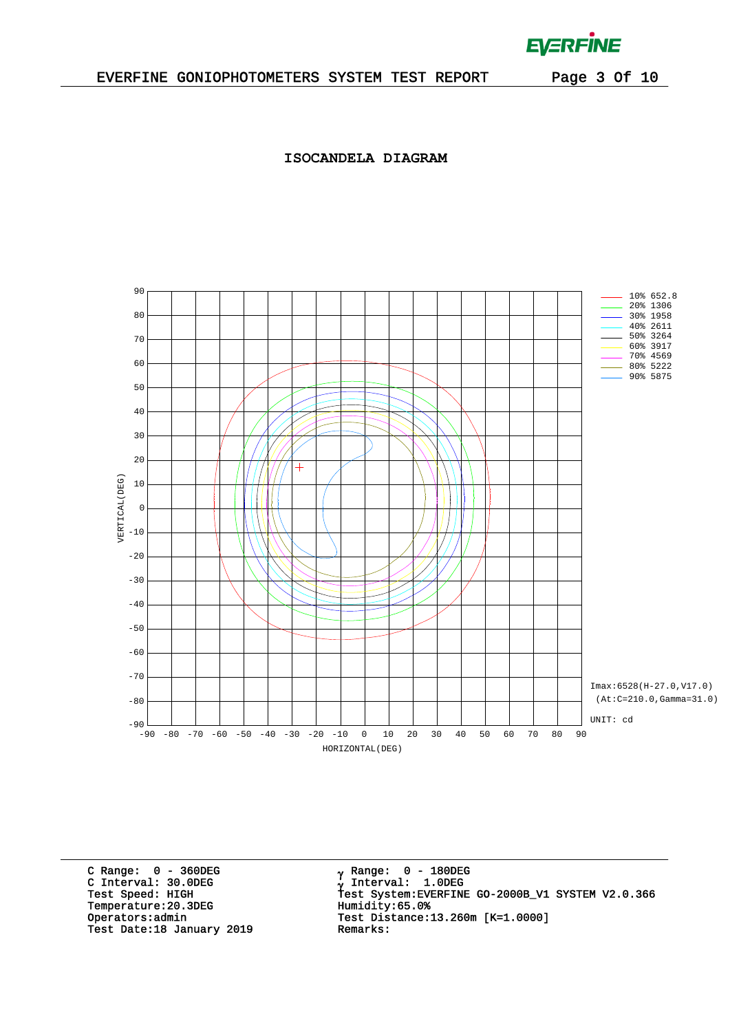# ISOCANDELA DIAGRAM

| Level | Value |
| --- | --- |
| 10% | 652.8 |
| 20% | 1306 |
| 30% | 1958 |
| 40% | 2611 |
| 50% | 3264 |
| 60% | 3917 |
| 70% | 4569 |
| 80% | 5222 |
| 90% | 5875 |

Imax:6528(H-27.0,V17.0)
(At:C=210.0,Gamma=31.0)

UNIT: cd

VERTICAL(DEG)

HORIZONTAL(DEG)

C Range: 0 - 360DEG
C Interval: 30.0DEG
Test Speed: HIGH
Temperature:20.3DEG
Operators:admin
Test Date:18 January 2019

γ Range: 0 - 180DEG
γ Interval: 1.0DEG
Test System:EVERFINE GO-2000B_V1 SYSTEM V2.0.366
Humidity:65.0%
Test Distance:13.260m [K=1.0000]
Remarks: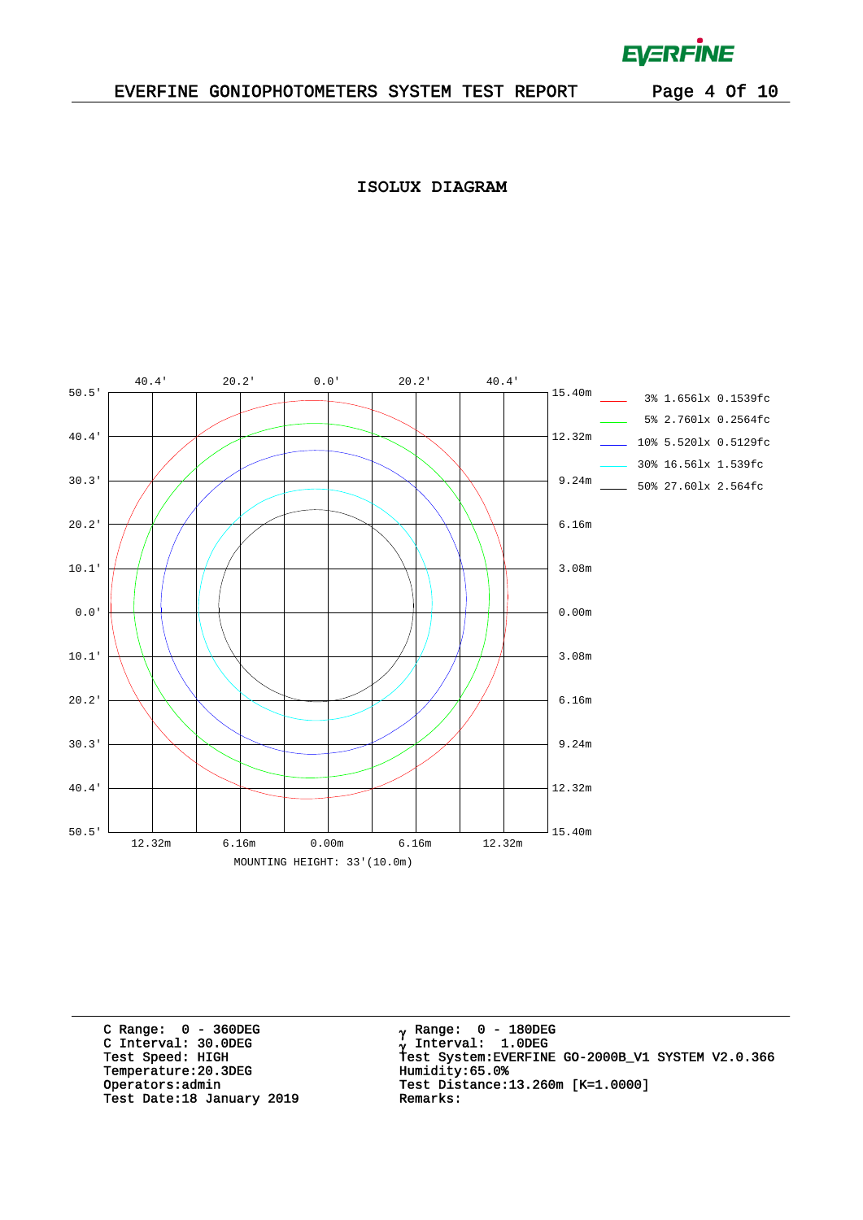## ISOLUX DIAGRAM

| Level | lx | fc |
|---|---|---|
| 3% | 1.656lx | 0.1539fc |
| 5% | 2.760lx | 0.2564fc |
| 10% | 5.520lx | 0.5129fc |
| 30% | 16.56lx | 1.539fc |
| 50% | 27.60lx | 2.564fc |

MOUNTING HEIGHT: 33'(10.0m)

C Range: 0 - 360DEG
C Interval: 30.0DEG
Test Speed: HIGH
Temperature:20.3DEG
Operators:admin
Test Date:18 January 2019

γ Range: 0 - 180DEG
γ Interval: 1.0DEG
Test System:EVERFINE GO-2000B_V1 SYSTEM V2.0.366
Humidity:65.0%
Test Distance:13.260m [K=1.0000]
Remarks: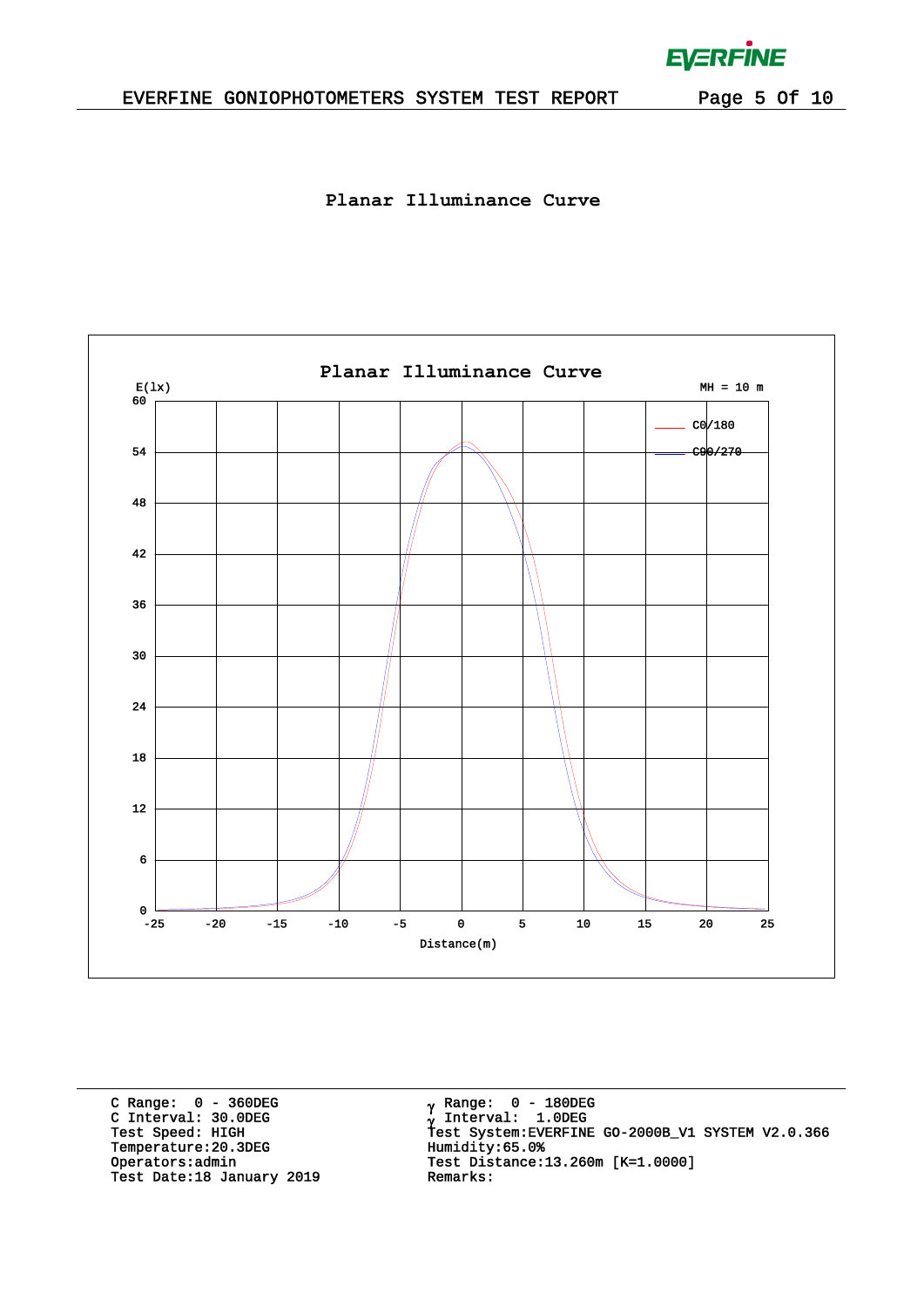## Planar Illuminance Curve

Planar Illuminance Curve

E(lx)

MH = 10 m

C0/180

C90/270

Distance(m)

C Range: 0 - 360DEG
C Interval: 30.0DEG
Test Speed: HIGH
Temperature:20.3DEG
Operators:admin
Test Date:18 January 2019

γ Range: 0 - 180DEG
γ Interval: 1.0DEG
Test System:EVERFINE GO-2000B_V1 SYSTEM V2.0.366
Humidity:65.0%
Test Distance:13.260m [K=1.0000]
Remarks: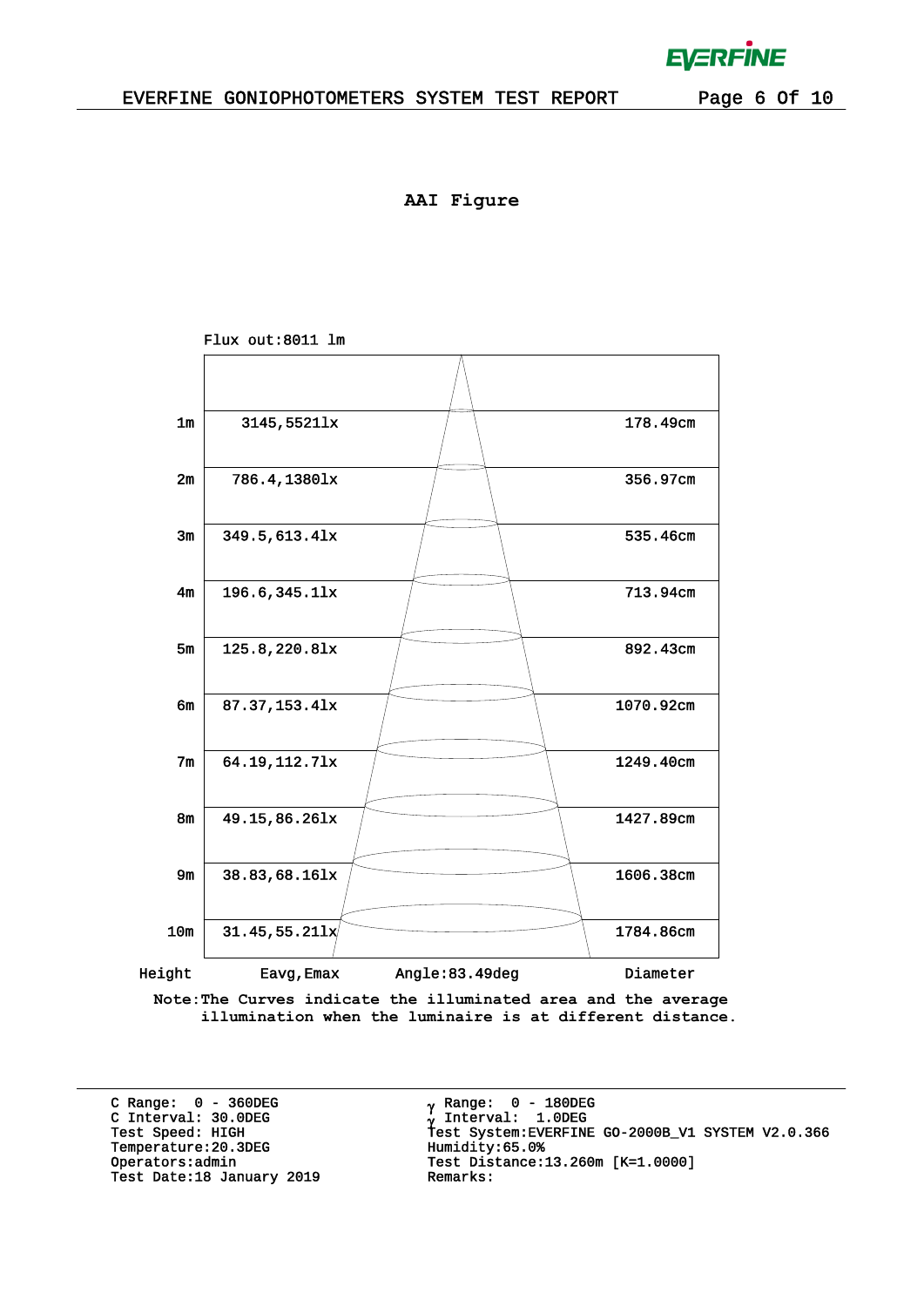## AAI Figure

Flux out:8011 lm

| Height | Eavg,Emax | Diameter |
|---|---|---|
| 1m | 3145,5521lx | 178.49cm |
| 2m | 786.4,1380lx | 356.97cm |
| 3m | 349.5,613.4lx | 535.46cm |
| 4m | 196.6,345.1lx | 713.94cm |
| 5m | 125.8,220.8lx | 892.43cm |
| 6m | 87.37,153.4lx | 1070.92cm |
| 7m | 64.19,112.7lx | 1249.40cm |
| 8m | 49.15,86.26lx | 1427.89cm |
| 9m | 38.83,68.16lx | 1606.38cm |
| 10m | 31.45,55.21lx | 1784.86cm |

Angle:83.49deg

Note:The Curves indicate the illuminated area and the average illumination when the luminaire is at different distance.

C Range: 0 - 360DEG
C Interval: 30.0DEG
Test Speed: HIGH
Temperature:20.3DEG
Operators:admin
Test Date:18 January 2019

γ Range: 0 - 180DEG
γ Interval: 1.0DEG
Test System:EVERFINE GO-2000B_V1 SYSTEM V2.0.366
Humidity:65.0%
Test Distance:13.260m [K=1.0000]
Remarks: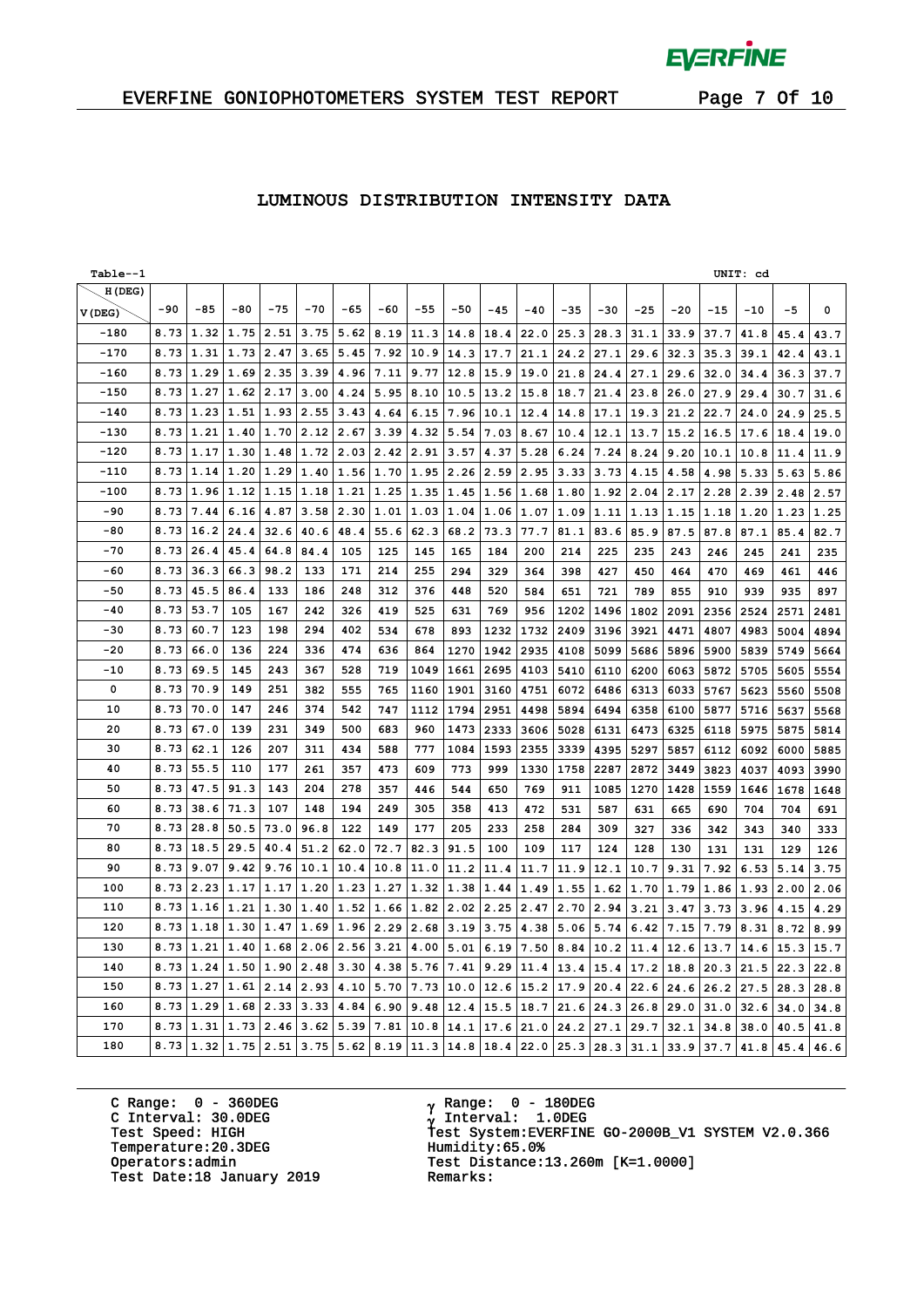## LUMINOUS DISTRIBUTION INTENSITY DATA

Table--1 UNIT: cd

| V(DEG) \ H(DEG) | -90 | -85 | -80 | -75 | -70 | -65 | -60 | -55 | -50 | -45 | -40 | -35 | -30 | -25 | -20 | -15 | -10 | -5 | 0 |
|---|---|---|---|---|---|---|---|---|---|---|---|---|---|---|---|---|---|---|---|
| -180 | 8.73 | 1.32 | 1.75 | 2.51 | 3.75 | 5.62 | 8.19 | 11.3 | 14.8 | 18.4 | 22.0 | 25.3 | 28.3 | 31.1 | 33.9 | 37.7 | 41.8 | 45.4 | 43.7 |
| -170 | 8.73 | 1.31 | 1.73 | 2.47 | 3.65 | 5.45 | 7.92 | 10.9 | 14.3 | 17.7 | 21.1 | 24.2 | 27.1 | 29.6 | 32.3 | 35.3 | 39.1 | 42.4 | 43.1 |
| -160 | 8.73 | 1.29 | 1.69 | 2.35 | 3.39 | 4.96 | 7.11 | 9.77 | 12.8 | 15.9 | 19.0 | 21.8 | 24.4 | 27.1 | 29.6 | 32.0 | 34.4 | 36.3 | 37.7 |
| -150 | 8.73 | 1.27 | 1.62 | 2.17 | 3.00 | 4.24 | 5.95 | 8.10 | 10.5 | 13.2 | 15.8 | 18.7 | 21.4 | 23.8 | 26.0 | 27.9 | 29.4 | 30.7 | 31.6 |
| -140 | 8.73 | 1.23 | 1.51 | 1.93 | 2.55 | 3.43 | 4.64 | 6.15 | 7.96 | 10.1 | 12.4 | 14.8 | 17.1 | 19.3 | 21.2 | 22.7 | 24.0 | 24.9 | 25.5 |
| -130 | 8.73 | 1.21 | 1.40 | 1.70 | 2.12 | 2.67 | 3.39 | 4.32 | 5.54 | 7.03 | 8.67 | 10.4 | 12.1 | 13.7 | 15.2 | 16.5 | 17.6 | 18.4 | 19.0 |
| -120 | 8.73 | 1.17 | 1.30 | 1.48 | 1.72 | 2.03 | 2.42 | 2.91 | 3.57 | 4.37 | 5.28 | 6.24 | 7.24 | 8.24 | 9.20 | 10.1 | 10.8 | 11.4 | 11.9 |
| -110 | 8.73 | 1.14 | 1.20 | 1.29 | 1.40 | 1.56 | 1.70 | 1.95 | 2.26 | 2.59 | 2.95 | 3.33 | 3.73 | 4.15 | 4.58 | 4.98 | 5.33 | 5.63 | 5.86 |
| -100 | 8.73 | 1.96 | 1.12 | 1.15 | 1.18 | 1.21 | 1.25 | 1.35 | 1.45 | 1.56 | 1.68 | 1.80 | 1.92 | 2.04 | 2.17 | 2.28 | 2.39 | 2.48 | 2.57 |
| -90 | 8.73 | 7.44 | 6.16 | 4.87 | 3.58 | 2.30 | 1.01 | 1.03 | 1.04 | 1.06 | 1.07 | 1.09 | 1.11 | 1.13 | 1.15 | 1.18 | 1.20 | 1.23 | 1.25 |
| -80 | 8.73 | 16.2 | 24.4 | 32.6 | 40.6 | 48.4 | 55.6 | 62.3 | 68.2 | 73.3 | 77.7 | 81.1 | 83.6 | 85.9 | 87.5 | 87.8 | 87.1 | 85.4 | 82.7 |
| -70 | 8.73 | 26.4 | 45.4 | 64.8 | 84.4 | 105 | 125 | 145 | 165 | 184 | 200 | 214 | 225 | 235 | 243 | 246 | 245 | 241 | 235 |
| -60 | 8.73 | 36.3 | 66.3 | 98.2 | 133 | 171 | 214 | 255 | 294 | 329 | 364 | 398 | 427 | 450 | 464 | 470 | 469 | 461 | 446 |
| -50 | 8.73 | 45.5 | 86.4 | 133 | 186 | 248 | 312 | 376 | 448 | 520 | 584 | 651 | 721 | 789 | 855 | 910 | 939 | 935 | 897 |
| -40 | 8.73 | 53.7 | 105 | 167 | 242 | 326 | 419 | 525 | 631 | 769 | 956 | 1202 | 1496 | 1802 | 2091 | 2356 | 2524 | 2571 | 2481 |
| -30 | 8.73 | 60.7 | 123 | 198 | 294 | 402 | 534 | 678 | 893 | 1232 | 1732 | 2409 | 3196 | 3921 | 4471 | 4807 | 4983 | 5004 | 4894 |
| -20 | 8.73 | 66.0 | 136 | 224 | 336 | 474 | 636 | 864 | 1270 | 1942 | 2935 | 4108 | 5099 | 5686 | 5896 | 5900 | 5839 | 5749 | 5664 |
| -10 | 8.73 | 69.5 | 145 | 243 | 367 | 528 | 719 | 1049 | 1661 | 2695 | 4103 | 5410 | 6110 | 6200 | 6063 | 5872 | 5705 | 5605 | 5554 |
| 0 | 8.73 | 70.9 | 149 | 251 | 382 | 555 | 765 | 1160 | 1901 | 3160 | 4751 | 6072 | 6486 | 6313 | 6033 | 5767 | 5623 | 5560 | 5508 |
| 10 | 8.73 | 70.0 | 147 | 246 | 374 | 542 | 747 | 1112 | 1794 | 2951 | 4498 | 5894 | 6494 | 6358 | 6100 | 5877 | 5716 | 5637 | 5568 |
| 20 | 8.73 | 67.0 | 139 | 231 | 349 | 500 | 683 | 960 | 1473 | 2333 | 3606 | 5028 | 6131 | 6473 | 6325 | 6118 | 5975 | 5875 | 5814 |
| 30 | 8.73 | 62.1 | 126 | 207 | 311 | 434 | 588 | 777 | 1084 | 1593 | 2355 | 3339 | 4395 | 5297 | 5857 | 6112 | 6092 | 6000 | 5885 |
| 40 | 8.73 | 55.5 | 110 | 177 | 261 | 357 | 473 | 609 | 773 | 999 | 1330 | 1758 | 2287 | 2872 | 3449 | 3823 | 4037 | 4093 | 3990 |
| 50 | 8.73 | 47.5 | 91.3 | 143 | 204 | 278 | 357 | 446 | 544 | 650 | 769 | 911 | 1085 | 1270 | 1428 | 1559 | 1646 | 1678 | 1648 |
| 60 | 8.73 | 38.6 | 71.3 | 107 | 148 | 194 | 249 | 305 | 358 | 413 | 472 | 531 | 587 | 631 | 665 | 690 | 704 | 704 | 691 |
| 70 | 8.73 | 28.8 | 50.5 | 73.0 | 96.8 | 122 | 149 | 177 | 205 | 233 | 258 | 284 | 309 | 327 | 336 | 342 | 343 | 340 | 333 |
| 80 | 8.73 | 18.5 | 29.5 | 40.4 | 51.2 | 62.0 | 72.7 | 82.3 | 91.5 | 100 | 109 | 117 | 124 | 128 | 130 | 131 | 131 | 129 | 126 |
| 90 | 8.73 | 9.07 | 9.42 | 9.76 | 10.1 | 10.4 | 10.8 | 11.0 | 11.2 | 11.4 | 11.7 | 11.9 | 12.1 | 10.7 | 9.31 | 7.92 | 6.53 | 5.14 | 3.75 |
| 100 | 8.73 | 2.23 | 1.17 | 1.17 | 1.20 | 1.23 | 1.27 | 1.32 | 1.38 | 1.44 | 1.49 | 1.55 | 1.62 | 1.70 | 1.79 | 1.86 | 1.93 | 2.00 | 2.06 |
| 110 | 8.73 | 1.16 | 1.21 | 1.30 | 1.40 | 1.52 | 1.66 | 1.82 | 2.02 | 2.25 | 2.47 | 2.70 | 2.94 | 3.21 | 3.47 | 3.73 | 3.96 | 4.15 | 4.29 |
| 120 | 8.73 | 1.18 | 1.30 | 1.47 | 1.69 | 1.96 | 2.29 | 2.68 | 3.19 | 3.75 | 4.38 | 5.06 | 5.74 | 6.42 | 7.15 | 7.79 | 8.31 | 8.72 | 8.99 |
| 130 | 8.73 | 1.21 | 1.40 | 1.68 | 2.06 | 2.56 | 3.21 | 4.00 | 5.01 | 6.19 | 7.50 | 8.84 | 10.2 | 11.4 | 12.6 | 13.7 | 14.6 | 15.3 | 15.7 |
| 140 | 8.73 | 1.24 | 1.50 | 1.90 | 2.48 | 3.30 | 4.38 | 5.76 | 7.41 | 9.29 | 11.4 | 13.4 | 15.4 | 17.2 | 18.8 | 20.3 | 21.5 | 22.3 | 22.8 |
| 150 | 8.73 | 1.27 | 1.61 | 2.14 | 2.93 | 4.10 | 5.70 | 7.73 | 10.0 | 12.6 | 15.2 | 17.9 | 20.4 | 22.6 | 24.6 | 26.2 | 27.5 | 28.3 | 28.8 |
| 160 | 8.73 | 1.29 | 1.68 | 2.33 | 3.33 | 4.84 | 6.90 | 9.48 | 12.4 | 15.5 | 18.7 | 21.6 | 24.3 | 26.8 | 29.0 | 31.0 | 32.6 | 34.0 | 34.8 |
| 170 | 8.73 | 1.31 | 1.73 | 2.46 | 3.62 | 5.39 | 7.81 | 10.8 | 14.1 | 17.6 | 21.0 | 24.2 | 27.1 | 29.7 | 32.1 | 34.8 | 38.0 | 40.5 | 41.8 |
| 180 | 8.73 | 1.32 | 1.75 | 2.51 | 3.75 | 5.62 | 8.19 | 11.3 | 14.8 | 18.4 | 22.0 | 25.3 | 28.3 | 31.1 | 33.9 | 37.7 | 41.8 | 45.4 | 46.6 |

C Range: 0 - 360DEG
C Interval: 30.0DEG
Test Speed: HIGH
Temperature:20.3DEG
Operators:admin
Test Date:18 January 2019

γ Range: 0 - 180DEG
γ Interval: 1.0DEG
Test System:EVERFINE GO-2000B_V1 SYSTEM V2.0.366
Humidity:65.0%
Test Distance:13.260m [K=1.0000]
Remarks: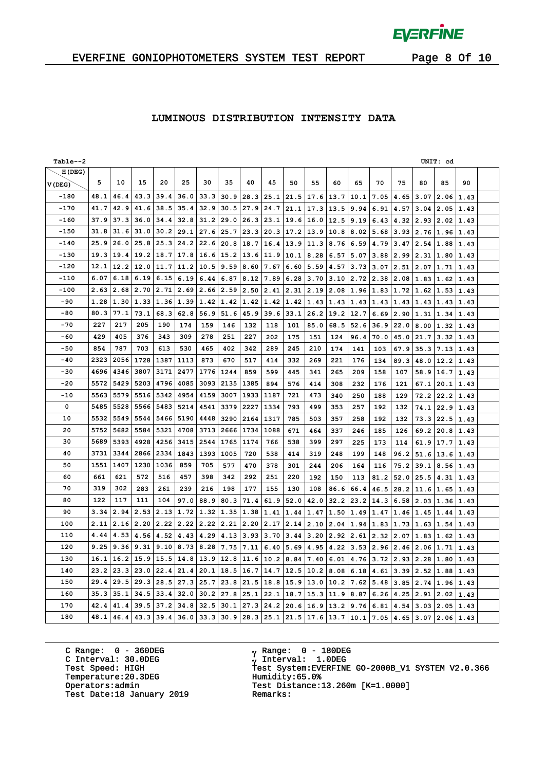## LUMINOUS DISTRIBUTION INTENSITY DATA

Table--2 UNIT: cd

| V (DEG) \ H (DEG) | 5 | 10 | 15 | 20 | 25 | 30 | 35 | 40 | 45 | 50 | 55 | 60 | 65 | 70 | 75 | 80 | 85 | 90 |
|---|---|---|---|---|---|---|---|---|---|---|---|---|---|---|---|---|---|---|
| -180 | 48.1 | 46.4 | 43.3 | 39.4 | 36.0 | 33.3 | 30.9 | 28.3 | 25.1 | 21.5 | 17.6 | 13.7 | 10.1 | 7.05 | 4.65 | 3.07 | 2.06 | 1.43 |
| -170 | 41.7 | 42.9 | 41.6 | 38.5 | 35.4 | 32.9 | 30.5 | 27.9 | 24.7 | 21.1 | 17.3 | 13.5 | 9.94 | 6.91 | 4.57 | 3.04 | 2.05 | 1.43 |
| -160 | 37.9 | 37.3 | 36.0 | 34.4 | 32.8 | 31.2 | 29.0 | 26.3 | 23.1 | 19.6 | 16.0 | 12.5 | 9.19 | 6.43 | 4.32 | 2.93 | 2.02 | 1.43 |
| -150 | 31.8 | 31.6 | 31.0 | 30.2 | 29.1 | 27.6 | 25.7 | 23.3 | 20.3 | 17.2 | 13.9 | 10.8 | 8.02 | 5.68 | 3.93 | 2.76 | 1.96 | 1.43 |
| -140 | 25.9 | 26.0 | 25.8 | 25.3 | 24.2 | 22.6 | 20.8 | 18.7 | 16.4 | 13.9 | 11.3 | 8.76 | 6.59 | 4.79 | 3.47 | 2.54 | 1.88 | 1.43 |
| -130 | 19.3 | 19.4 | 19.2 | 18.7 | 17.8 | 16.6 | 15.2 | 13.6 | 11.9 | 10.1 | 8.28 | 6.57 | 5.07 | 3.88 | 2.99 | 2.31 | 1.80 | 1.43 |
| -120 | 12.1 | 12.2 | 12.0 | 11.7 | 11.2 | 10.5 | 9.59 | 8.60 | 7.67 | 6.60 | 5.59 | 4.57 | 3.73 | 3.07 | 2.51 | 2.07 | 1.71 | 1.43 |
| -110 | 6.07 | 6.18 | 6.19 | 6.15 | 6.19 | 6.44 | 6.87 | 8.12 | 7.89 | 6.28 | 3.70 | 3.10 | 2.72 | 2.38 | 2.08 | 1.83 | 1.62 | 1.43 |
| -100 | 2.63 | 2.68 | 2.70 | 2.71 | 2.69 | 2.66 | 2.59 | 2.50 | 2.41 | 2.31 | 2.19 | 2.08 | 1.96 | 1.83 | 1.72 | 1.62 | 1.53 | 1.43 |
| -90 | 1.28 | 1.30 | 1.33 | 1.36 | 1.39 | 1.42 | 1.42 | 1.42 | 1.42 | 1.42 | 1.43 | 1.43 | 1.43 | 1.43 | 1.43 | 1.43 | 1.43 | 1.43 |
| -80 | 80.3 | 77.1 | 73.1 | 68.3 | 62.8 | 56.9 | 51.6 | 45.9 | 39.6 | 33.1 | 26.2 | 19.2 | 12.7 | 6.69 | 2.90 | 1.31 | 1.34 | 1.43 |
| -70 | 227 | 217 | 205 | 190 | 174 | 159 | 146 | 132 | 118 | 101 | 85.0 | 68.5 | 52.6 | 36.9 | 22.0 | 8.00 | 1.32 | 1.43 |
| -60 | 429 | 405 | 376 | 343 | 309 | 278 | 251 | 227 | 202 | 175 | 151 | 124 | 96.4 | 70.0 | 45.0 | 21.7 | 3.32 | 1.43 |
| -50 | 854 | 787 | 703 | 613 | 530 | 465 | 402 | 342 | 289 | 245 | 210 | 174 | 141 | 103 | 67.9 | 35.3 | 7.13 | 1.43 |
| -40 | 2323 | 2056 | 1728 | 1387 | 1113 | 873 | 670 | 517 | 414 | 332 | 269 | 221 | 176 | 134 | 89.3 | 48.0 | 12.2 | 1.43 |
| -30 | 4696 | 4346 | 3807 | 3171 | 2477 | 1776 | 1244 | 859 | 599 | 445 | 341 | 265 | 209 | 158 | 107 | 58.9 | 16.7 | 1.43 |
| -20 | 5572 | 5429 | 5203 | 4796 | 4085 | 3093 | 2135 | 1385 | 894 | 576 | 414 | 308 | 232 | 176 | 121 | 67.1 | 20.1 | 1.43 |
| -10 | 5563 | 5579 | 5516 | 5342 | 4954 | 4159 | 3007 | 1933 | 1187 | 721 | 473 | 340 | 250 | 188 | 129 | 72.2 | 22.2 | 1.43 |
| 0 | 5485 | 5528 | 5566 | 5483 | 5214 | 4541 | 3379 | 2227 | 1334 | 793 | 499 | 353 | 257 | 192 | 132 | 74.1 | 22.9 | 1.43 |
| 10 | 5532 | 5549 | 5544 | 5466 | 5190 | 4448 | 3290 | 2164 | 1317 | 785 | 503 | 357 | 258 | 192 | 132 | 73.3 | 22.5 | 1.43 |
| 20 | 5752 | 5682 | 5584 | 5321 | 4708 | 3713 | 2666 | 1734 | 1088 | 671 | 464 | 337 | 246 | 185 | 126 | 69.2 | 20.8 | 1.43 |
| 30 | 5689 | 5393 | 4928 | 4256 | 3415 | 2544 | 1765 | 1174 | 766 | 538 | 399 | 297 | 225 | 173 | 114 | 61.9 | 17.7 | 1.43 |
| 40 | 3731 | 3344 | 2866 | 2334 | 1843 | 1393 | 1005 | 720 | 538 | 414 | 319 | 248 | 199 | 148 | 96.2 | 51.6 | 13.6 | 1.43 |
| 50 | 1551 | 1407 | 1230 | 1036 | 859 | 705 | 577 | 470 | 378 | 301 | 244 | 206 | 164 | 116 | 75.2 | 39.1 | 8.56 | 1.43 |
| 60 | 661 | 621 | 572 | 516 | 457 | 398 | 342 | 292 | 251 | 220 | 192 | 150 | 113 | 81.2 | 52.0 | 25.5 | 4.31 | 1.43 |
| 70 | 319 | 302 | 283 | 261 | 239 | 216 | 198 | 177 | 155 | 130 | 108 | 86.6 | 66.4 | 46.5 | 28.2 | 11.6 | 1.65 | 1.43 |
| 80 | 122 | 117 | 111 | 104 | 97.0 | 88.9 | 80.3 | 71.4 | 61.9 | 52.0 | 42.0 | 32.2 | 23.2 | 14.3 | 6.58 | 2.03 | 1.36 | 1.43 |
| 90 | 3.34 | 2.94 | 2.53 | 2.13 | 1.72 | 1.32 | 1.35 | 1.38 | 1.41 | 1.44 | 1.47 | 1.50 | 1.49 | 1.47 | 1.46 | 1.45 | 1.44 | 1.43 |
| 100 | 2.11 | 2.16 | 2.20 | 2.22 | 2.22 | 2.22 | 2.21 | 2.20 | 2.17 | 2.14 | 2.10 | 2.04 | 1.94 | 1.83 | 1.73 | 1.63 | 1.54 | 1.43 |
| 110 | 4.44 | 4.53 | 4.56 | 4.52 | 4.43 | 4.29 | 4.13 | 3.93 | 3.70 | 3.44 | 3.20 | 2.92 | 2.61 | 2.32 | 2.07 | 1.83 | 1.62 | 1.43 |
| 120 | 9.25 | 9.36 | 9.31 | 9.10 | 8.73 | 8.28 | 7.75 | 7.11 | 6.40 | 5.69 | 4.95 | 4.22 | 3.53 | 2.96 | 2.46 | 2.06 | 1.71 | 1.43 |
| 130 | 16.1 | 16.2 | 15.9 | 15.5 | 14.8 | 13.9 | 12.8 | 11.6 | 10.2 | 8.84 | 7.40 | 6.01 | 4.76 | 3.72 | 2.93 | 2.28 | 1.80 | 1.43 |
| 140 | 23.2 | 23.3 | 23.0 | 22.4 | 21.4 | 20.1 | 18.5 | 16.7 | 14.7 | 12.5 | 10.2 | 8.08 | 6.18 | 4.61 | 3.39 | 2.52 | 1.88 | 1.43 |
| 150 | 29.4 | 29.5 | 29.3 | 28.5 | 27.3 | 25.7 | 23.8 | 21.5 | 18.8 | 15.9 | 13.0 | 10.2 | 7.62 | 5.48 | 3.85 | 2.74 | 1.96 | 1.43 |
| 160 | 35.3 | 35.1 | 34.5 | 33.4 | 32.0 | 30.2 | 27.8 | 25.1 | 22.1 | 18.7 | 15.3 | 11.9 | 8.87 | 6.26 | 4.25 | 2.91 | 2.02 | 1.43 |
| 170 | 42.4 | 41.4 | 39.5 | 37.2 | 34.8 | 32.5 | 30.1 | 27.3 | 24.2 | 20.6 | 16.9 | 13.2 | 9.76 | 6.81 | 4.54 | 3.03 | 2.05 | 1.43 |
| 180 | 48.1 | 46.4 | 43.3 | 39.4 | 36.0 | 33.3 | 30.9 | 28.3 | 25.1 | 21.5 | 17.6 | 13.7 | 10.1 | 7.05 | 4.65 | 3.07 | 2.06 | 1.43 |

C Range: 0 - 360DEG
C Interval: 30.0DEG
Test Speed: HIGH
Temperature:20.3DEG
Operators:admin
Test Date:18 January 2019

γ Range: 0 - 180DEG
γ Interval: 1.0DEG
Test System:EVERFINE GO-2000B_V1 SYSTEM V2.0.366
Humidity:65.0%
Test Distance:13.260m [K=1.0000]
Remarks: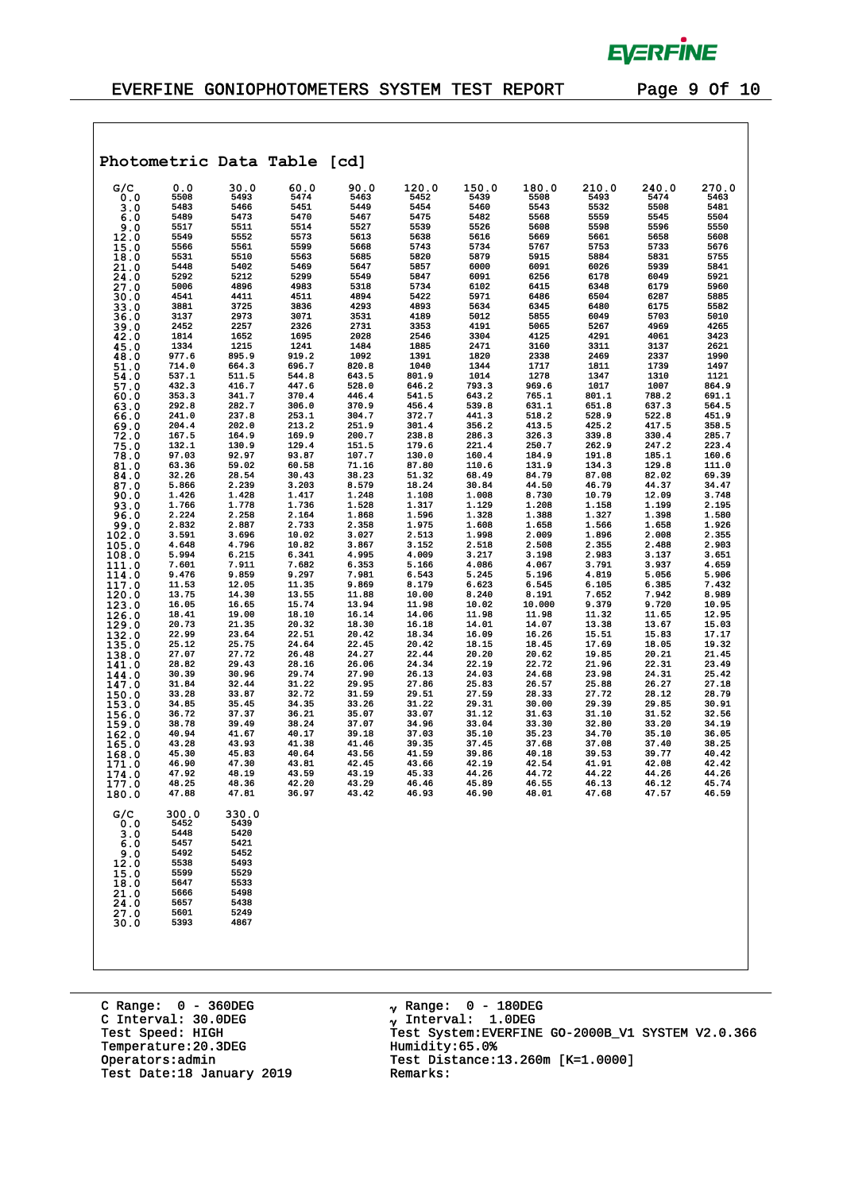## Photometric Data Table [cd]

| G/C | 0.0 | 30.0 | 60.0 | 90.0 | 120.0 | 150.0 | 180.0 | 210.0 | 240.0 | 270.0 |
|---|---|---|---|---|---|---|---|---|---|---|
| 0.0 | 5508 | 5493 | 5474 | 5463 | 5452 | 5439 | 5508 | 5493 | 5474 | 5463 |
| 3.0 | 5483 | 5466 | 5451 | 5449 | 5454 | 5460 | 5543 | 5532 | 5508 | 5481 |
| 6.0 | 5489 | 5473 | 5470 | 5467 | 5475 | 5482 | 5568 | 5559 | 5545 | 5504 |
| 9.0 | 5517 | 5511 | 5514 | 5527 | 5539 | 5526 | 5608 | 5598 | 5596 | 5550 |
| 12.0 | 5549 | 5552 | 5573 | 5613 | 5638 | 5616 | 5669 | 5661 | 5658 | 5608 |
| 15.0 | 5566 | 5561 | 5599 | 5668 | 5743 | 5734 | 5767 | 5753 | 5733 | 5676 |
| 18.0 | 5531 | 5510 | 5563 | 5685 | 5820 | 5879 | 5915 | 5884 | 5831 | 5755 |
| 21.0 | 5448 | 5402 | 5469 | 5647 | 5857 | 6000 | 6091 | 6026 | 5939 | 5841 |
| 24.0 | 5292 | 5212 | 5299 | 5549 | 5847 | 6091 | 6256 | 6178 | 6049 | 5921 |
| 27.0 | 5006 | 4896 | 4983 | 5318 | 5734 | 6102 | 6415 | 6348 | 6179 | 5960 |
| 30.0 | 4541 | 4411 | 4511 | 4894 | 5422 | 5971 | 6486 | 6504 | 6287 | 5885 |
| 33.0 | 3881 | 3725 | 3836 | 4293 | 4893 | 5634 | 6345 | 6480 | 6175 | 5582 |
| 36.0 | 3137 | 2973 | 3071 | 3531 | 4189 | 5012 | 5855 | 6049 | 5703 | 5010 |
| 39.0 | 2452 | 2257 | 2326 | 2731 | 3353 | 4191 | 5065 | 5267 | 4969 | 4265 |
| 42.0 | 1814 | 1652 | 1695 | 2028 | 2546 | 3304 | 4125 | 4291 | 4061 | 3423 |
| 45.0 | 1334 | 1215 | 1241 | 1484 | 1885 | 2471 | 3160 | 3311 | 3137 | 2621 |
| 48.0 | 977.6 | 895.9 | 919.2 | 1092 | 1391 | 1820 | 2338 | 2469 | 2337 | 1990 |
| 51.0 | 714.0 | 664.3 | 696.7 | 820.8 | 1040 | 1344 | 1717 | 1811 | 1739 | 1497 |
| 54.0 | 537.1 | 511.5 | 544.8 | 643.5 | 801.9 | 1014 | 1278 | 1347 | 1310 | 1121 |
| 57.0 | 432.3 | 416.7 | 447.6 | 528.0 | 646.2 | 793.3 | 969.6 | 1017 | 1007 | 864.9 |
| 60.0 | 353.3 | 341.7 | 370.4 | 446.4 | 541.5 | 643.2 | 765.1 | 801.1 | 788.2 | 691.1 |
| 63.0 | 292.8 | 282.7 | 306.0 | 370.9 | 456.4 | 539.8 | 631.1 | 651.8 | 637.3 | 564.5 |
| 66.0 | 241.0 | 237.8 | 253.1 | 304.7 | 372.7 | 441.3 | 518.2 | 528.9 | 522.8 | 451.9 |
| 69.0 | 204.4 | 202.0 | 213.2 | 251.9 | 301.4 | 356.2 | 413.5 | 425.2 | 417.5 | 358.5 |
| 72.0 | 167.5 | 164.9 | 169.9 | 200.7 | 238.8 | 286.3 | 326.3 | 339.8 | 330.4 | 285.7 |
| 75.0 | 132.1 | 130.9 | 129.4 | 151.5 | 179.6 | 221.4 | 250.7 | 262.9 | 247.2 | 223.4 |
| 78.0 | 97.03 | 92.97 | 93.87 | 107.7 | 130.0 | 160.4 | 184.9 | 191.8 | 185.1 | 160.6 |
| 81.0 | 63.36 | 59.02 | 60.58 | 71.16 | 87.80 | 110.6 | 131.9 | 134.3 | 129.8 | 111.0 |
| 84.0 | 32.26 | 28.54 | 30.43 | 38.23 | 51.32 | 68.49 | 84.79 | 87.08 | 82.02 | 69.39 |
| 87.0 | 5.866 | 2.239 | 3.203 | 8.579 | 18.24 | 30.84 | 44.50 | 46.79 | 44.37 | 34.47 |
| 90.0 | 1.426 | 1.428 | 1.417 | 1.248 | 1.108 | 1.008 | 8.730 | 10.79 | 12.09 | 3.748 |
| 93.0 | 1.766 | 1.778 | 1.736 | 1.528 | 1.317 | 1.129 | 1.208 | 1.158 | 1.199 | 2.195 |
| 96.0 | 2.224 | 2.258 | 2.164 | 1.868 | 1.596 | 1.328 | 1.388 | 1.327 | 1.398 | 1.580 |
| 99.0 | 2.832 | 2.887 | 2.733 | 2.358 | 1.975 | 1.608 | 1.658 | 1.566 | 1.658 | 1.926 |
| 102.0 | 3.591 | 3.696 | 10.02 | 3.027 | 2.513 | 1.998 | 2.009 | 1.896 | 2.008 | 2.355 |
| 105.0 | 4.648 | 4.796 | 10.82 | 3.867 | 3.152 | 2.518 | 2.508 | 2.355 | 2.488 | 2.903 |
| 108.0 | 5.994 | 6.215 | 6.341 | 4.995 | 4.009 | 3.217 | 3.198 | 2.983 | 3.137 | 3.651 |
| 111.0 | 7.601 | 7.911 | 7.682 | 6.353 | 5.166 | 4.086 | 4.067 | 3.791 | 3.937 | 4.659 |
| 114.0 | 9.476 | 9.859 | 9.297 | 7.981 | 6.543 | 5.245 | 5.196 | 4.819 | 5.056 | 5.906 |
| 117.0 | 11.53 | 12.05 | 11.35 | 9.869 | 8.179 | 6.623 | 6.545 | 6.105 | 6.385 | 7.432 |
| 120.0 | 13.75 | 14.30 | 13.55 | 11.88 | 10.00 | 8.240 | 8.191 | 7.652 | 7.942 | 8.989 |
| 123.0 | 16.05 | 16.65 | 15.74 | 13.94 | 11.98 | 10.02 | 10.000 | 9.379 | 9.720 | 10.95 |
| 126.0 | 18.41 | 19.00 | 18.10 | 16.14 | 14.06 | 11.98 | 11.98 | 11.32 | 11.65 | 12.95 |
| 129.0 | 20.73 | 21.35 | 20.32 | 18.30 | 16.18 | 14.01 | 14.07 | 13.38 | 13.67 | 15.03 |
| 132.0 | 22.99 | 23.64 | 22.51 | 20.42 | 18.34 | 16.09 | 16.26 | 15.51 | 15.83 | 17.17 |
| 135.0 | 25.12 | 25.75 | 24.64 | 22.45 | 20.42 | 18.15 | 18.45 | 17.69 | 18.05 | 19.32 |
| 138.0 | 27.07 | 27.72 | 26.48 | 24.27 | 22.44 | 20.20 | 20.62 | 19.85 | 20.21 | 21.45 |
| 141.0 | 28.82 | 29.43 | 28.16 | 26.06 | 24.34 | 22.19 | 22.72 | 21.96 | 22.31 | 23.49 |
| 144.0 | 30.39 | 30.96 | 29.74 | 27.90 | 26.13 | 24.03 | 24.68 | 23.98 | 24.31 | 25.42 |
| 147.0 | 31.84 | 32.44 | 31.22 | 29.95 | 27.86 | 25.83 | 26.57 | 25.88 | 26.27 | 27.18 |
| 150.0 | 33.28 | 33.87 | 32.72 | 31.59 | 29.51 | 27.59 | 28.33 | 27.72 | 28.12 | 28.79 |
| 153.0 | 34.85 | 35.45 | 34.35 | 33.26 | 31.22 | 29.31 | 30.00 | 29.39 | 29.85 | 30.91 |
| 156.0 | 36.72 | 37.37 | 36.21 | 35.07 | 33.07 | 31.12 | 31.63 | 31.10 | 31.52 | 32.56 |
| 159.0 | 38.78 | 39.49 | 38.24 | 37.07 | 34.96 | 33.04 | 33.30 | 32.80 | 33.20 | 34.19 |
| 162.0 | 40.94 | 41.67 | 40.17 | 39.18 | 37.03 | 35.10 | 35.23 | 34.70 | 35.10 | 36.05 |
| 165.0 | 43.28 | 43.93 | 41.38 | 41.46 | 39.35 | 37.45 | 37.68 | 37.08 | 37.40 | 38.25 |
| 168.0 | 45.30 | 45.83 | 40.64 | 43.56 | 41.59 | 39.86 | 40.18 | 39.53 | 39.77 | 40.42 |
| 171.0 | 46.90 | 47.30 | 43.81 | 42.45 | 43.66 | 42.19 | 42.54 | 41.91 | 42.08 | 42.42 |
| 174.0 | 47.92 | 48.19 | 43.59 | 43.19 | 45.33 | 44.26 | 44.72 | 44.22 | 44.26 | 44.26 |
| 177.0 | 48.25 | 48.36 | 42.20 | 43.29 | 46.46 | 45.89 | 46.55 | 46.13 | 46.12 | 45.74 |
| 180.0 | 47.88 | 47.81 | 36.97 | 43.42 | 46.93 | 46.90 | 48.01 | 47.68 | 47.57 | 46.59 |

| G/C | 300.0 | 330.0 |
|---|---|---|
| 0.0 | 5452 | 5439 |
| 3.0 | 5448 | 5420 |
| 6.0 | 5457 | 5421 |
| 9.0 | 5492 | 5452 |
| 12.0 | 5538 | 5493 |
| 15.0 | 5599 | 5529 |
| 18.0 | 5647 | 5533 |
| 21.0 | 5666 | 5498 |
| 24.0 | 5657 | 5438 |
| 27.0 | 5601 | 5249 |
| 30.0 | 5393 | 4867 |

C Range: 0 - 360DEG
C Interval: 30.0DEG
Test Speed: HIGH
Temperature:20.3DEG
Operators:admin
Test Date:18 January 2019

γ Range: 0 - 180DEG
γ Interval: 1.0DEG
Test System:EVERFINE GO-2000B_V1 SYSTEM V2.0.366
Humidity:65.0%
Test Distance:13.260m [K=1.0000]
Remarks: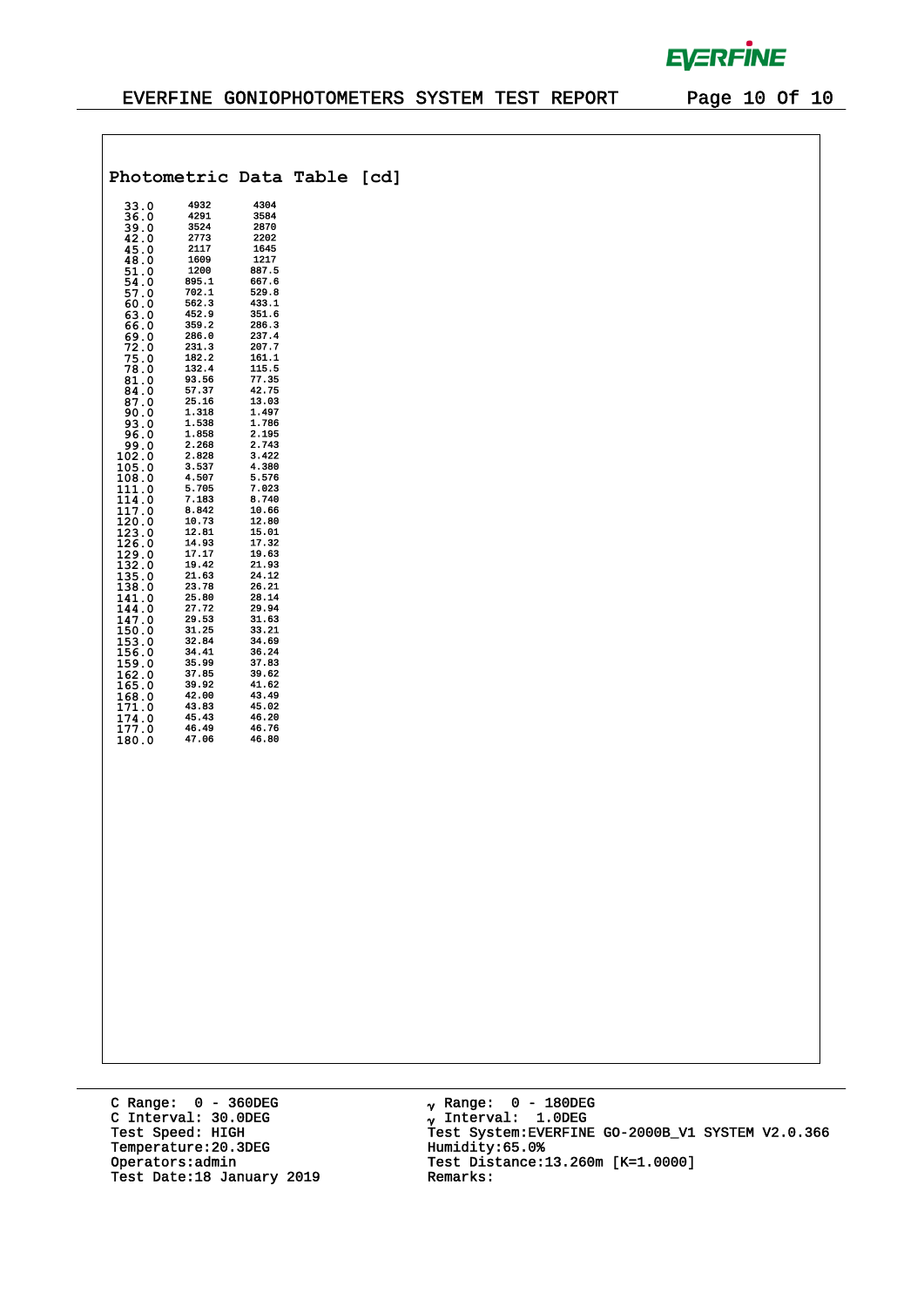## Photometric Data Table [cd]

| | | |
|---|---|---|
| 33.0 | 4932 | 4304 |
| 36.0 | 4291 | 3584 |
| 39.0 | 3524 | 2870 |
| 42.0 | 2773 | 2202 |
| 45.0 | 2117 | 1645 |
| 48.0 | 1609 | 1217 |
| 51.0 | 1200 | 887.5 |
| 54.0 | 895.1 | 667.6 |
| 57.0 | 702.1 | 529.8 |
| 60.0 | 562.3 | 433.1 |
| 63.0 | 452.9 | 351.6 |
| 66.0 | 359.2 | 286.3 |
| 69.0 | 286.0 | 237.4 |
| 72.0 | 231.3 | 207.7 |
| 75.0 | 182.2 | 161.1 |
| 78.0 | 132.4 | 115.5 |
| 81.0 | 93.56 | 77.35 |
| 84.0 | 57.37 | 42.75 |
| 87.0 | 25.16 | 13.03 |
| 90.0 | 1.318 | 1.497 |
| 93.0 | 1.538 | 1.786 |
| 96.0 | 1.858 | 2.195 |
| 99.0 | 2.268 | 2.743 |
| 102.0 | 2.828 | 3.422 |
| 105.0 | 3.537 | 4.380 |
| 108.0 | 4.507 | 5.576 |
| 111.0 | 5.705 | 7.023 |
| 114.0 | 7.183 | 8.740 |
| 117.0 | 8.842 | 10.66 |
| 120.0 | 10.73 | 12.80 |
| 123.0 | 12.81 | 15.01 |
| 126.0 | 14.93 | 17.32 |
| 129.0 | 17.17 | 19.63 |
| 132.0 | 19.42 | 21.93 |
| 135.0 | 21.63 | 24.12 |
| 138.0 | 23.78 | 26.21 |
| 141.0 | 25.80 | 28.14 |
| 144.0 | 27.72 | 29.94 |
| 147.0 | 29.53 | 31.63 |
| 150.0 | 31.25 | 33.21 |
| 153.0 | 32.84 | 34.69 |
| 156.0 | 34.41 | 36.24 |
| 159.0 | 35.99 | 37.83 |
| 162.0 | 37.85 | 39.62 |
| 165.0 | 39.92 | 41.62 |
| 168.0 | 42.00 | 43.49 |
| 171.0 | 43.83 | 45.02 |
| 174.0 | 45.43 | 46.20 |
| 177.0 | 46.49 | 46.76 |
| 180.0 | 47.06 | 46.80 |

C Range: 0 - 360DEG
C Interval: 30.0DEG
Test Speed: HIGH
Temperature:20.3DEG
Operators:admin
Test Date:18 January 2019

$\gamma$ Range: 0 - 180DEG
$\gamma$ Interval: 1.0DEG
Test System:EVERFINE GO-2000B_V1 SYSTEM V2.0.366
Humidity:65.0%
Test Distance:13.260m [K=1.0000]
Remarks: